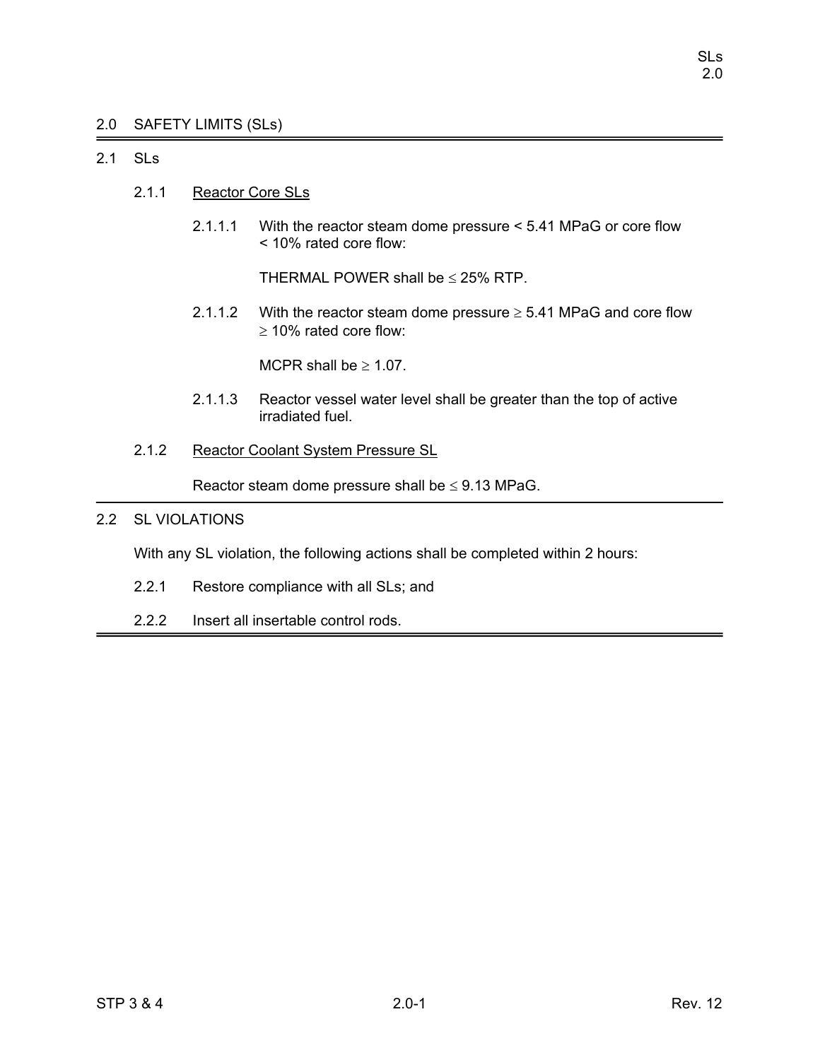# 2.0 SAFETY LIMITS (SLs)

## 2.1 SLs

### 2.1.1 Reactor Core SLs

2.1.1.1 With the reactor steam dome pressure < 5.41 MPaG or core flow < 10% rated core flow:

THERMAL POWER shall be ≤ 25% RTP.

2.1.1.2 With the reactor steam dome pressure ≥ 5.41 MPaG and core flow ≥ 10% rated core flow:

MCPR shall be ≥ 1.07.

2.1.1.3 Reactor vessel water level shall be greater than the top of active irradiated fuel.

### 2.1.2 Reactor Coolant System Pressure SL

Reactor steam dome pressure shall be ≤ 9.13 MPaG.

## 2.2 SL VIOLATIONS

With any SL violation, the following actions shall be completed within 2 hours:

2.2.1 Restore compliance with all SLs; and

2.2.2 Insert all insertable control rods.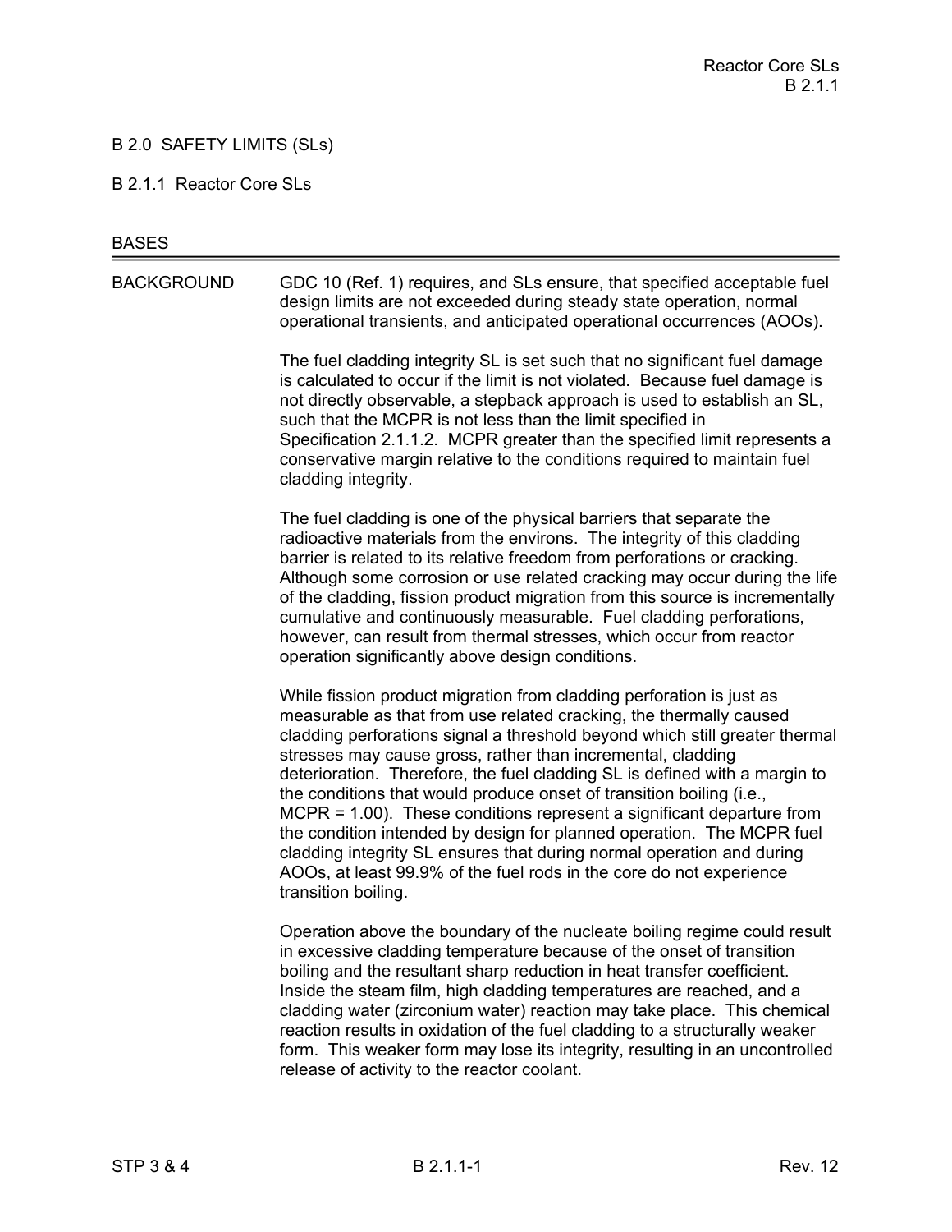# B 2.0 SAFETY LIMITS (SLs)

## B 2.1.1 Reactor Core SLs

BASES

**BACKGROUND**

GDC 10 (Ref. 1) requires, and SLs ensure, that specified acceptable fuel design limits are not exceeded during steady state operation, normal operational transients, and anticipated operational occurrences (AOOs).

The fuel cladding integrity SL is set such that no significant fuel damage is calculated to occur if the limit is not violated. Because fuel damage is not directly observable, a stepback approach is used to establish an SL, such that the MCPR is not less than the limit specified in Specification 2.1.1.2. MCPR greater than the specified limit represents a conservative margin relative to the conditions required to maintain fuel cladding integrity.

The fuel cladding is one of the physical barriers that separate the radioactive materials from the environs. The integrity of this cladding barrier is related to its relative freedom from perforations or cracking. Although some corrosion or use related cracking may occur during the life of the cladding, fission product migration from this source is incrementally cumulative and continuously measurable. Fuel cladding perforations, however, can result from thermal stresses, which occur from reactor operation significantly above design conditions.

While fission product migration from cladding perforation is just as measurable as that from use related cracking, the thermally caused cladding perforations signal a threshold beyond which still greater thermal stresses may cause gross, rather than incremental, cladding deterioration. Therefore, the fuel cladding SL is defined with a margin to the conditions that would produce onset of transition boiling (i.e., MCPR = 1.00). These conditions represent a significant departure from the condition intended by design for planned operation. The MCPR fuel cladding integrity SL ensures that during normal operation and during AOOs, at least 99.9% of the fuel rods in the core do not experience transition boiling.

Operation above the boundary of the nucleate boiling regime could result in excessive cladding temperature because of the onset of transition boiling and the resultant sharp reduction in heat transfer coefficient. Inside the steam film, high cladding temperatures are reached, and a cladding water (zirconium water) reaction may take place. This chemical reaction results in oxidation of the fuel cladding to a structurally weaker form. This weaker form may lose its integrity, resulting in an uncontrolled release of activity to the reactor coolant.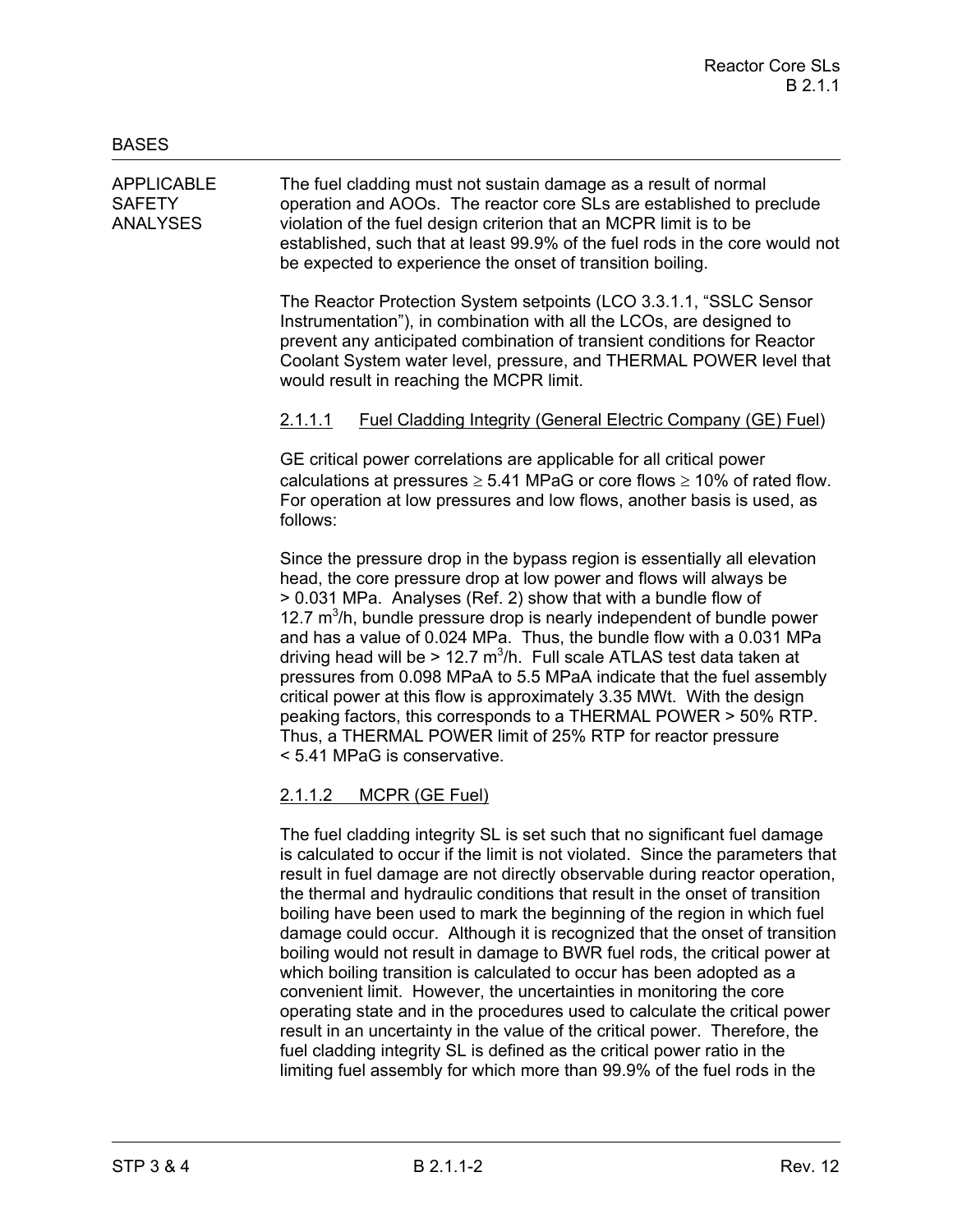BASES

APPLICABLE SAFETY ANALYSES

The fuel cladding must not sustain damage as a result of normal operation and AOOs. The reactor core SLs are established to preclude violation of the fuel design criterion that an MCPR limit is to be established, such that at least 99.9% of the fuel rods in the core would not be expected to experience the onset of transition boiling.

The Reactor Protection System setpoints (LCO 3.3.1.1, "SSLC Sensor Instrumentation"), in combination with all the LCOs, are designed to prevent any anticipated combination of transient conditions for Reactor Coolant System water level, pressure, and THERMAL POWER level that would result in reaching the MCPR limit.

2.1.1.1 Fuel Cladding Integrity (General Electric Company (GE) Fuel)

GE critical power correlations are applicable for all critical power calculations at pressures ≥ 5.41 MPaG or core flows ≥ 10% of rated flow. For operation at low pressures and low flows, another basis is used, as follows:

Since the pressure drop in the bypass region is essentially all elevation head, the core pressure drop at low power and flows will always be > 0.031 MPa. Analyses (Ref. 2) show that with a bundle flow of 12.7 $m^3$/h, bundle pressure drop is nearly independent of bundle power and has a value of 0.024 MPa. Thus, the bundle flow with a 0.031 MPa driving head will be > 12.7 $m^3$/h. Full scale ATLAS test data taken at pressures from 0.098 MPaA to 5.5 MPaA indicate that the fuel assembly critical power at this flow is approximately 3.35 MWt. With the design peaking factors, this corresponds to a THERMAL POWER > 50% RTP. Thus, a THERMAL POWER limit of 25% RTP for reactor pressure < 5.41 MPaG is conservative.

2.1.1.2 MCPR (GE Fuel)

The fuel cladding integrity SL is set such that no significant fuel damage is calculated to occur if the limit is not violated. Since the parameters that result in fuel damage are not directly observable during reactor operation, the thermal and hydraulic conditions that result in the onset of transition boiling have been used to mark the beginning of the region in which fuel damage could occur. Although it is recognized that the onset of transition boiling would not result in damage to BWR fuel rods, the critical power at which boiling transition is calculated to occur has been adopted as a convenient limit. However, the uncertainties in monitoring the core operating state and in the procedures used to calculate the critical power result in an uncertainty in the value of the critical power. Therefore, the fuel cladding integrity SL is defined as the critical power ratio in the limiting fuel assembly for which more than 99.9% of the fuel rods in the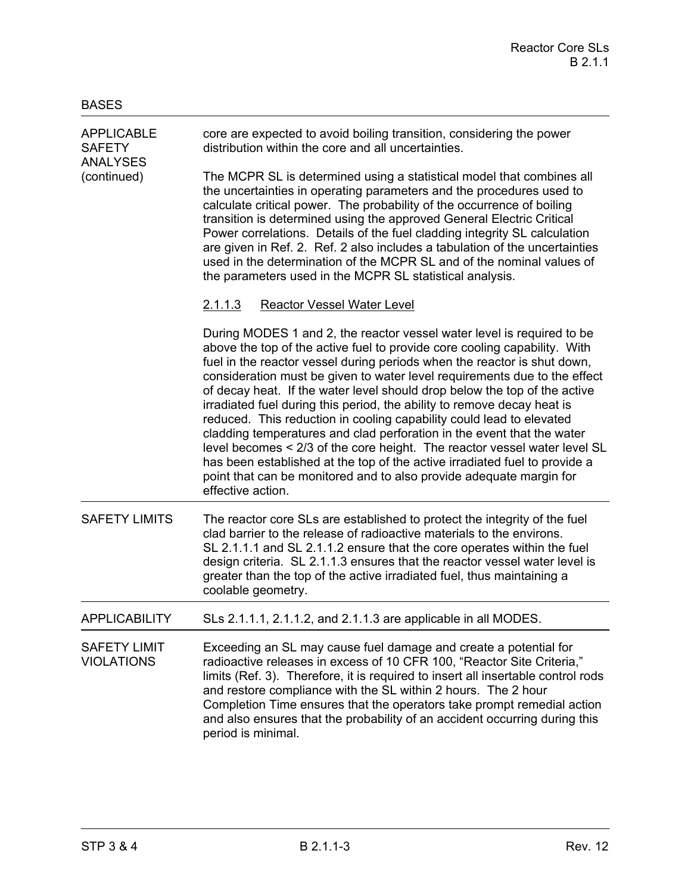BASES

**APPLICABLE SAFETY ANALYSES (continued)**

core are expected to avoid boiling transition, considering the power distribution within the core and all uncertainties.

The MCPR SL is determined using a statistical model that combines all the uncertainties in operating parameters and the procedures used to calculate critical power. The probability of the occurrence of boiling transition is determined using the approved General Electric Critical Power correlations. Details of the fuel cladding integrity SL calculation are given in Ref. 2. Ref. 2 also includes a tabulation of the uncertainties used in the determination of the MCPR SL and of the nominal values of the parameters used in the MCPR SL statistical analysis.

2.1.1.3 Reactor Vessel Water Level

During MODES 1 and 2, the reactor vessel water level is required to be above the top of the active fuel to provide core cooling capability. With fuel in the reactor vessel during periods when the reactor is shut down, consideration must be given to water level requirements due to the effect of decay heat. If the water level should drop below the top of the active irradiated fuel during this period, the ability to remove decay heat is reduced. This reduction in cooling capability could lead to elevated cladding temperatures and clad perforation in the event that the water level becomes < 2/3 of the core height. The reactor vessel water level SL has been established at the top of the active irradiated fuel to provide a point that can be monitored and to also provide adequate margin for effective action.

**SAFETY LIMITS**

The reactor core SLs are established to protect the integrity of the fuel clad barrier to the release of radioactive materials to the environs. SL 2.1.1.1 and SL 2.1.1.2 ensure that the core operates within the fuel design criteria. SL 2.1.1.3 ensures that the reactor vessel water level is greater than the top of the active irradiated fuel, thus maintaining a coolable geometry.

**APPLICABILITY**

SLs 2.1.1.1, 2.1.1.2, and 2.1.1.3 are applicable in all MODES.

**SAFETY LIMIT VIOLATIONS**

Exceeding an SL may cause fuel damage and create a potential for radioactive releases in excess of 10 CFR 100, "Reactor Site Criteria," limits (Ref. 3). Therefore, it is required to insert all insertable control rods and restore compliance with the SL within 2 hours. The 2 hour Completion Time ensures that the operators take prompt remedial action and also ensures that the probability of an accident occurring during this period is minimal.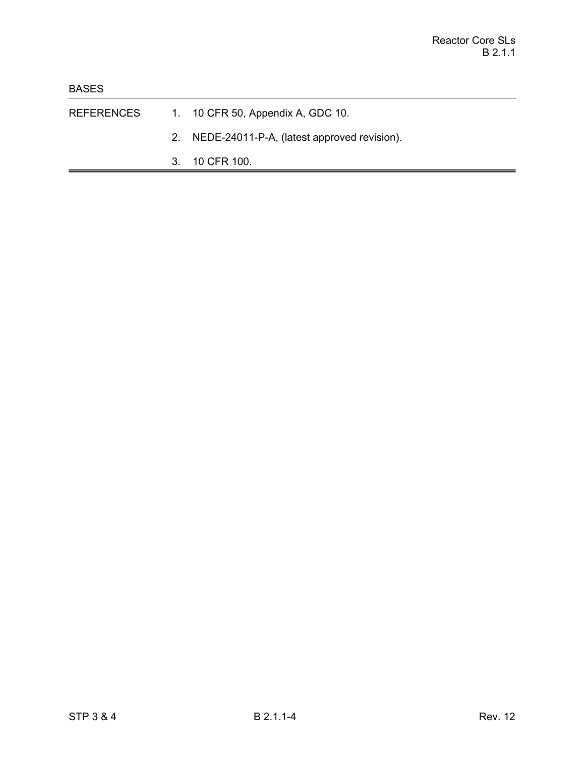BASES

| REFERENCES | |
|---|---|
| | 1. 10 CFR 50, Appendix A, GDC 10. |
| | 2. NEDE-24011-P-A, (latest approved revision). |
| | 3. 10 CFR 100. |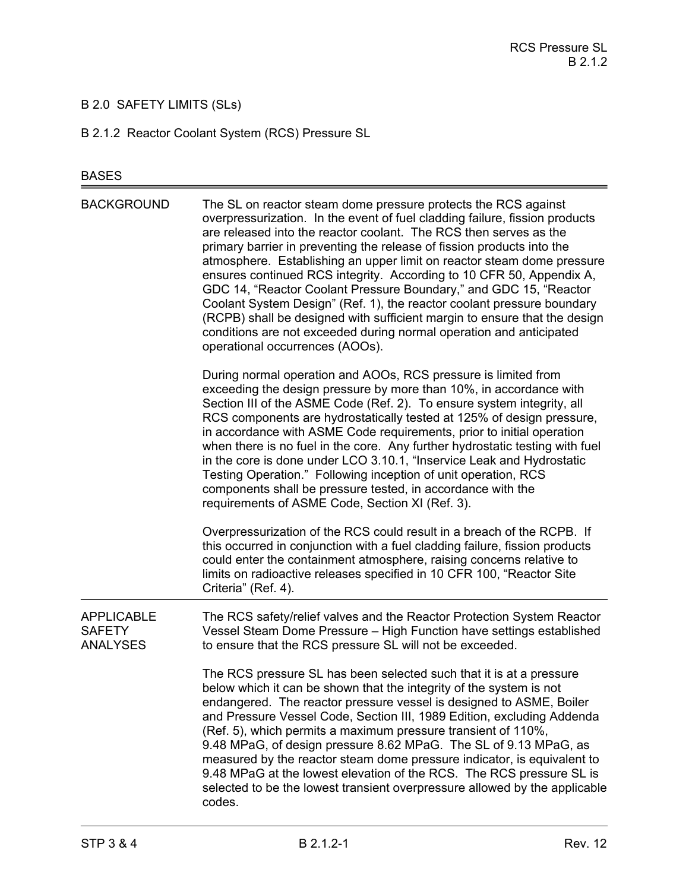# B 2.0 SAFETY LIMITS (SLs)

## B 2.1.2 Reactor Coolant System (RCS) Pressure SL

BASES

### BACKGROUND

The SL on reactor steam dome pressure protects the RCS against overpressurization. In the event of fuel cladding failure, fission products are released into the reactor coolant. The RCS then serves as the primary barrier in preventing the release of fission products into the atmosphere. Establishing an upper limit on reactor steam dome pressure ensures continued RCS integrity. According to 10 CFR 50, Appendix A, GDC 14, "Reactor Coolant Pressure Boundary," and GDC 15, "Reactor Coolant System Design" (Ref. 1), the reactor coolant pressure boundary (RCPB) shall be designed with sufficient margin to ensure that the design conditions are not exceeded during normal operation and anticipated operational occurrences (AOOs).

During normal operation and AOOs, RCS pressure is limited from exceeding the design pressure by more than 10%, in accordance with Section III of the ASME Code (Ref. 2). To ensure system integrity, all RCS components are hydrostatically tested at 125% of design pressure, in accordance with ASME Code requirements, prior to initial operation when there is no fuel in the core. Any further hydrostatic testing with fuel in the core is done under LCO 3.10.1, "Inservice Leak and Hydrostatic Testing Operation." Following inception of unit operation, RCS components shall be pressure tested, in accordance with the requirements of ASME Code, Section XI (Ref. 3).

Overpressurization of the RCS could result in a breach of the RCPB. If this occurred in conjunction with a fuel cladding failure, fission products could enter the containment atmosphere, raising concerns relative to limits on radioactive releases specified in 10 CFR 100, "Reactor Site Criteria" (Ref. 4).

### APPLICABLE SAFETY ANALYSES

The RCS safety/relief valves and the Reactor Protection System Reactor Vessel Steam Dome Pressure – High Function have settings established to ensure that the RCS pressure SL will not be exceeded.

The RCS pressure SL has been selected such that it is at a pressure below which it can be shown that the integrity of the system is not endangered. The reactor pressure vessel is designed to ASME, Boiler and Pressure Vessel Code, Section III, 1989 Edition, excluding Addenda (Ref. 5), which permits a maximum pressure transient of 110%, 9.48 MPaG, of design pressure 8.62 MPaG. The SL of 9.13 MPaG, as measured by the reactor steam dome pressure indicator, is equivalent to 9.48 MPaG at the lowest elevation of the RCS. The RCS pressure SL is selected to be the lowest transient overpressure allowed by the applicable codes.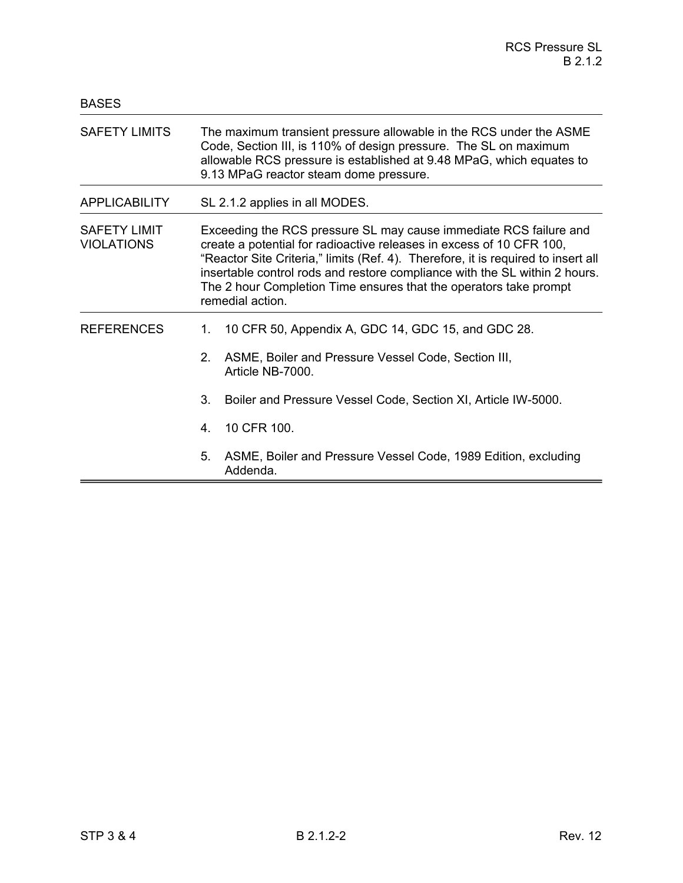BASES

| | |
|---|---|
| SAFETY LIMITS | The maximum transient pressure allowable in the RCS under the ASME Code, Section III, is 110% of design pressure. The SL on maximum allowable RCS pressure is established at 9.48 MPaG, which equates to 9.13 MPaG reactor steam dome pressure. |
| APPLICABILITY | SL 2.1.2 applies in all MODES. |
| SAFETY LIMIT VIOLATIONS | Exceeding the RCS pressure SL may cause immediate RCS failure and create a potential for radioactive releases in excess of 10 CFR 100, “Reactor Site Criteria,” limits (Ref. 4). Therefore, it is required to insert all insertable control rods and restore compliance with the SL within 2 hours. The 2 hour Completion Time ensures that the operators take prompt remedial action. |
| REFERENCES | 1. 10 CFR 50, Appendix A, GDC 14, GDC 15, and GDC 28.<br>2. ASME, Boiler and Pressure Vessel Code, Section III, Article NB-7000.<br>3. Boiler and Pressure Vessel Code, Section XI, Article IW-5000.<br>4. 10 CFR 100.<br>5. ASME, Boiler and Pressure Vessel Code, 1989 Edition, excluding Addenda. |